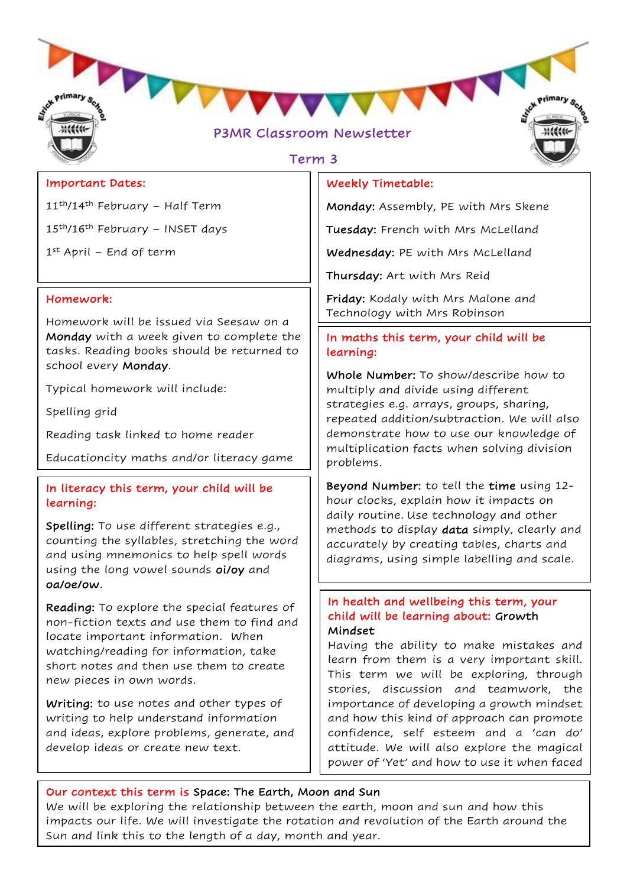# P3MR Classroom Newsletter

## Term 3

### Important Dates:

11th/14th February – Half Term

15th/16th February – INSET days

1st April – End of term

### Homework:

Homework will be issued via Seesaw on a **Monday** with a week given to complete the tasks. Reading books should be returned to school every **Monday**.

Typical homework will include:

Spelling grid

Reading task linked to home reader

Educationcity maths and/or literacy game

### In literacy this term, your child will be learning:

**Spelling:** To use different strategies e.g., counting the syllables, stretching the word and using mnemonics to help spell words using the long vowel sounds **oi/oy** and **oa/oe/ow**.

**Reading:** To explore the special features of non-fiction texts and use them to find and locate important information. When watching/reading for information, take short notes and then use them to create new pieces in own words.

**Writing:** to use notes and other types of writing to help understand information and ideas, explore problems, generate, and develop ideas or create new text.

### Weekly Timetable:

**Monday:** Assembly, PE with Mrs Skene

**Tuesday:** French with Mrs McLelland

**Wednesday:** PE with Mrs McLelland

**Thursday:** Art with Mrs Reid

**Friday:** Kodaly with Mrs Malone and Technology with Mrs Robinson

### In maths this term, your child will be learning:

**Whole Number:** To show/describe how to multiply and divide using different strategies e.g. arrays, groups, sharing, repeated addition/subtraction. We will also demonstrate how to use our knowledge of multiplication facts when solving division problems.

**Beyond Number:** to tell the **time** using 12-hour clocks, explain how it impacts on daily routine. Use technology and other methods to display **data** simply, clearly and accurately by creating tables, charts and diagrams, using simple labelling and scale.

### In health and wellbeing this term, your child will be learning about: Growth Mindset

Having the ability to make mistakes and learn from them is a very important skill. This term we will be exploring, through stories, discussion and teamwork, the importance of developing a growth mindset and how this kind of approach can promote confidence, self esteem and a 'can do' attitude. We will also explore the magical power of 'Yet' and how to use it when faced

### Our context this term is Space: The Earth, Moon and Sun

We will be exploring the relationship between the earth, moon and sun and how this impacts our life. We will investigate the rotation and revolution of the Earth around the Sun and link this to the length of a day, month and year.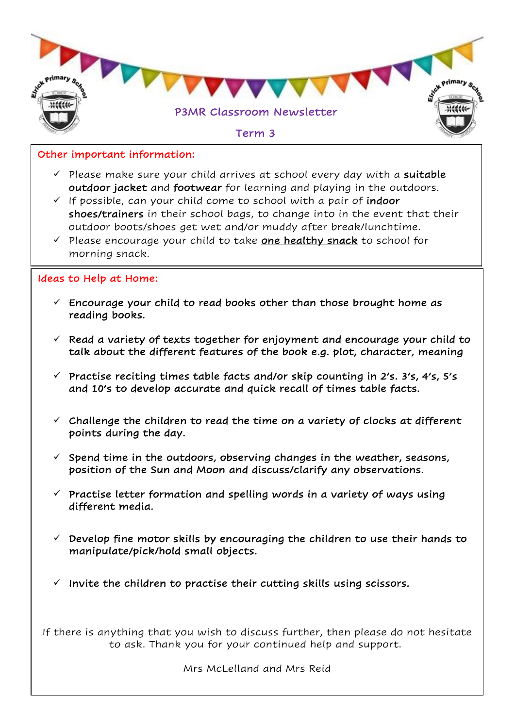P3MR Classroom Newsletter

Term 3

## Other important information:

- ✓ Please make sure your child arrives at school every day with a **suitable outdoor jacket** and **footwear** for learning and playing in the outdoors.
- ✓ If possible, can your child come to school with a pair of **indoor shoes/trainers** in their school bags, to change into in the event that their outdoor boots/shoes get wet and/or muddy after break/lunchtime.
- ✓ Please encourage your child to take **one healthy snack** to school for morning snack.

## Ideas to Help at Home:

- ✓ Encourage your child to read books other than those brought home as reading books.
- ✓ Read a variety of texts together for enjoyment and encourage your child to talk about the different features of the book e.g. plot, character, meaning
- ✓ Practise reciting times table facts and/or skip counting in 2's. 3's, 4's, 5's and 10's to develop accurate and quick recall of times table facts.
- ✓ Challenge the children to read the time on a variety of clocks at different points during the day.
- ✓ Spend time in the outdoors, observing changes in the weather, seasons, position of the Sun and Moon and discuss/clarify any observations.
- ✓ Practise letter formation and spelling words in a variety of ways using different media.
- ✓ Develop fine motor skills by encouraging the children to use their hands to manipulate/pick/hold small objects.
- ✓ Invite the children to practise their cutting skills using scissors.

If there is anything that you wish to discuss further, then please do not hesitate to ask. Thank you for your continued help and support.

Mrs McLelland and Mrs Reid